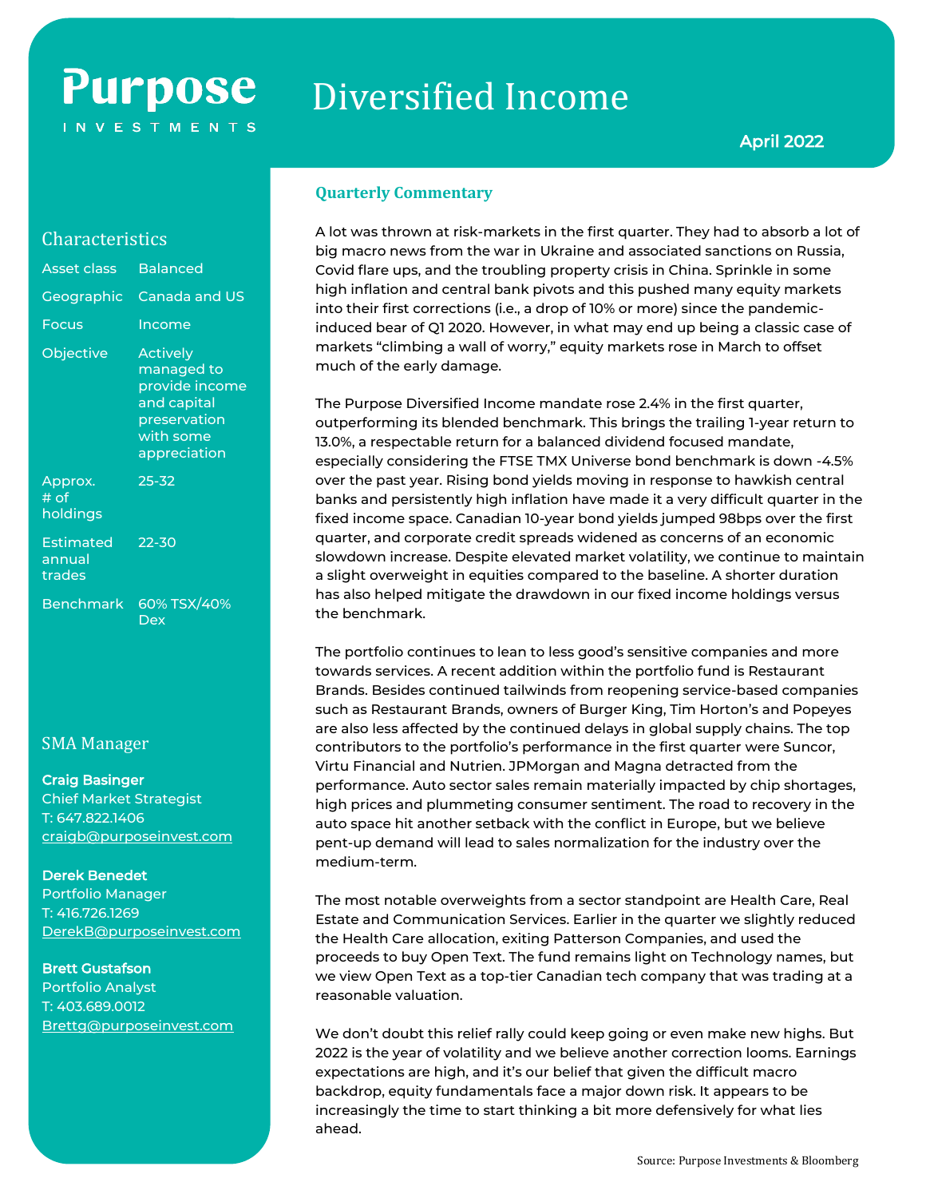# Purpose Investments

# Diversified Income

April 2022

## Characteristics

| | |
|---|---|
| Asset class | Balanced |
| Geographic | Canada and US |
| Focus | Income |
| Objective | Actively managed to provide income and capital preservation with some appreciation |
| Approx. # of holdings | 25-32 |
| Estimated annual trades | 22-30 |
| Benchmark | 60% TSX/40% Dex |

## SMA Manager

**Craig Basinger**
Chief Market Strategist
T: 647.822.1406
craigb@purposeinvest.com

**Derek Benedet**
Portfolio Manager
T: 416.726.1269
DerekB@purposeinvest.com

**Brett Gustafson**
Portfolio Analyst
T: 403.689.0012
Brettg@purposeinvest.com

## Quarterly Commentary

A lot was thrown at risk-markets in the first quarter. They had to absorb a lot of big macro news from the war in Ukraine and associated sanctions on Russia, Covid flare ups, and the troubling property crisis in China. Sprinkle in some high inflation and central bank pivots and this pushed many equity markets into their first corrections (i.e., a drop of 10% or more) since the pandemic-induced bear of Q1 2020. However, in what may end up being a classic case of markets "climbing a wall of worry," equity markets rose in March to offset much of the early damage.

The Purpose Diversified Income mandate rose 2.4% in the first quarter, outperforming its blended benchmark. This brings the trailing 1-year return to 13.0%, a respectable return for a balanced dividend focused mandate, especially considering the FTSE TMX Universe bond benchmark is down -4.5% over the past year. Rising bond yields moving in response to hawkish central banks and persistently high inflation have made it a very difficult quarter in the fixed income space. Canadian 10-year bond yields jumped 98bps over the first quarter, and corporate credit spreads widened as concerns of an economic slowdown increase. Despite elevated market volatility, we continue to maintain a slight overweight in equities compared to the baseline. A shorter duration has also helped mitigate the drawdown in our fixed income holdings versus the benchmark.

The portfolio continues to lean to less good's sensitive companies and more towards services. A recent addition within the portfolio fund is Restaurant Brands. Besides continued tailwinds from reopening service-based companies such as Restaurant Brands, owners of Burger King, Tim Horton's and Popeyes are also less affected by the continued delays in global supply chains. The top contributors to the portfolio's performance in the first quarter were Suncor, Virtu Financial and Nutrien. JPMorgan and Magna detracted from the performance. Auto sector sales remain materially impacted by chip shortages, high prices and plummeting consumer sentiment. The road to recovery in the auto space hit another setback with the conflict in Europe, but we believe pent-up demand will lead to sales normalization for the industry over the medium-term.

The most notable overweights from a sector standpoint are Health Care, Real Estate and Communication Services. Earlier in the quarter we slightly reduced the Health Care allocation, exiting Patterson Companies, and used the proceeds to buy Open Text. The fund remains light on Technology names, but we view Open Text as a top-tier Canadian tech company that was trading at a reasonable valuation.

We don't doubt this relief rally could keep going or even make new highs. But 2022 is the year of volatility and we believe another correction looms. Earnings expectations are high, and it's our belief that given the difficult macro backdrop, equity fundamentals face a major down risk. It appears to be increasingly the time to start thinking a bit more defensively for what lies ahead.

Source: Purpose Investments & Bloomberg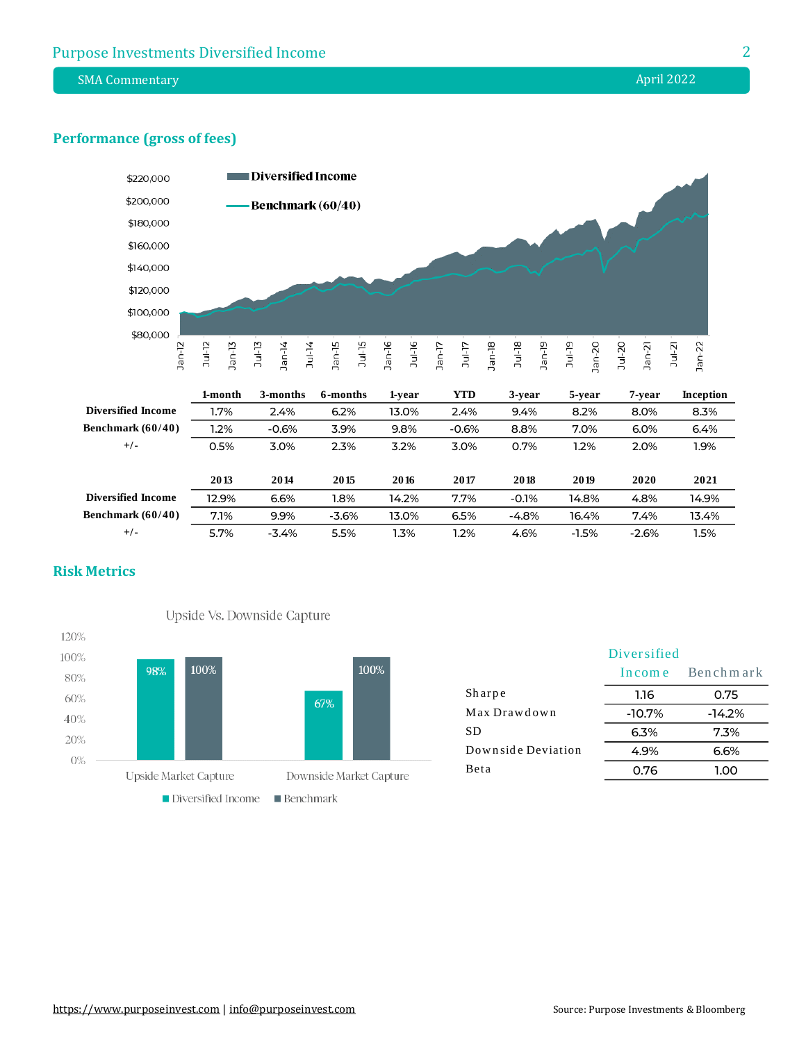## Performance (gross of fees)

|  | 1-month | 3-months | 6-months | 1-year | YTD | 3-year | 5-year | 7-year | Inception |
|---|---|---|---|---|---|---|---|---|---|
| **Diversified Income** | 1.7% | 2.4% | 6.2% | 13.0% | 2.4% | 9.4% | 8.2% | 8.0% | 8.3% |
| **Benchmark (60/40)** | 1.2% | -0.6% | 3.9% | 9.8% | -0.6% | 8.8% | 7.0% | 6.0% | 6.4% |
| +/- | 0.5% | 3.0% | 2.3% | 3.2% | 3.0% | 0.7% | 1.2% | 2.0% | 1.9% |

|  | 2013 | 2014 | 2015 | 2016 | 2017 | 2018 | 2019 | 2020 | 2021 |
|---|---|---|---|---|---|---|---|---|---|
| **Diversified Income** | 12.9% | 6.6% | 1.8% | 14.2% | 7.7% | -0.1% | 14.8% | 4.8% | 14.9% |
| **Benchmark (60/40)** | 7.1% | 9.9% | -3.6% | 13.0% | 6.5% | -4.8% | 16.4% | 7.4% | 13.4% |
| +/- | 5.7% | -3.4% | 5.5% | 1.3% | 1.2% | 4.6% | -1.5% | -2.6% | 1.5% |

## Risk Metrics

Upside Vs. Downside Capture

|  | Diversified Income | Benchmark |
|---|---|---|
| Upside Market Capture | 98% | 100% |
| Downside Market Capture | 67% | 100% |

|  | Diversified Income | Benchmark |
|---|---|---|
| Sharpe | 1.16 | 0.75 |
| Max Drawdown | -10.7% | -14.2% |
| SD | 6.3% | 7.3% |
| Downside Deviation | 4.9% | 6.6% |
| Beta | 0.76 | 1.00 |

https://www.purposeinvest.com | info@purposeinvest.com

Source: Purpose Investments & Bloomberg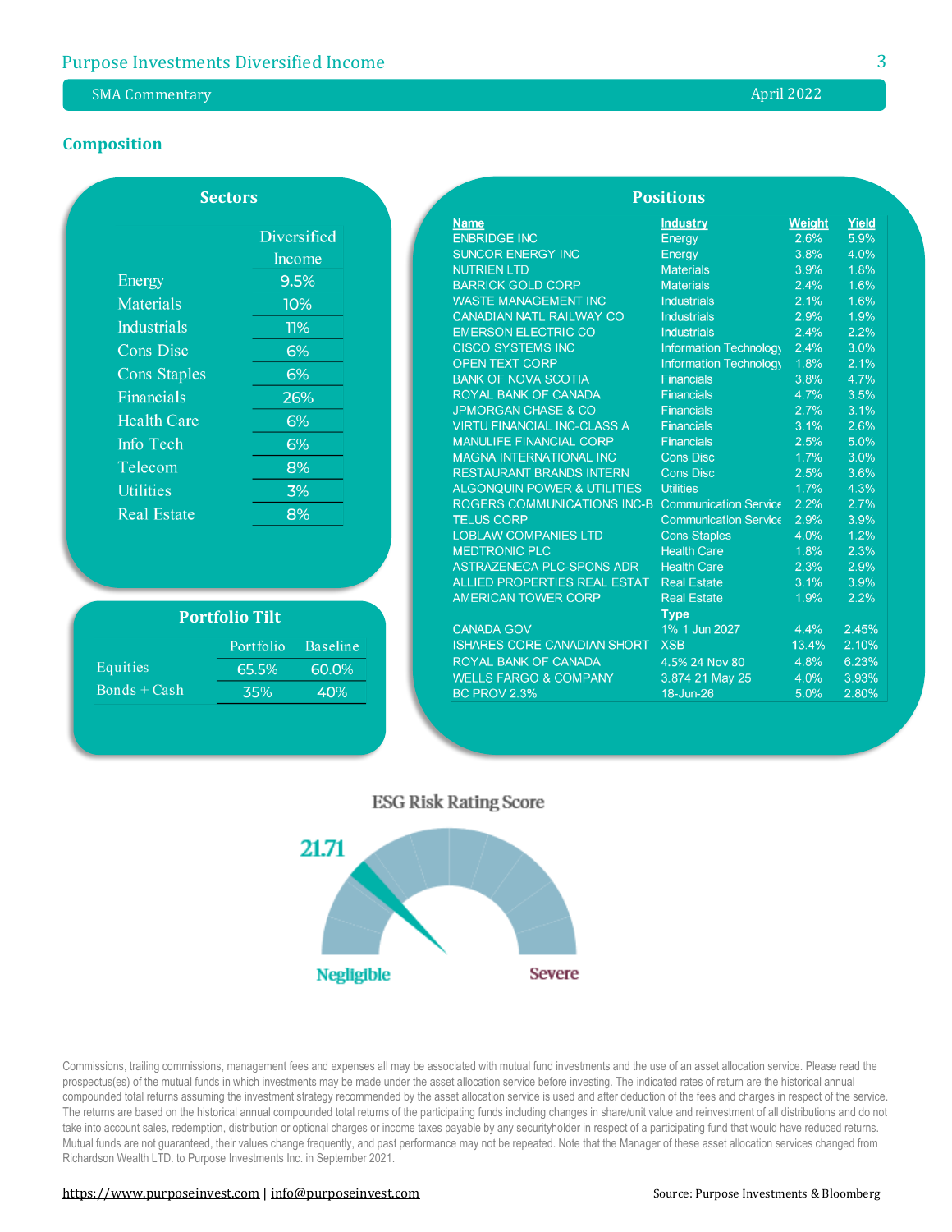## Composition

### Sectors

| | Diversified Income |
|---|---|
| Energy | 9.5% |
| Materials | 10% |
| Industrials | 11% |
| Cons Disc | 6% |
| Cons Staples | 6% |
| Financials | 26% |
| Health Care | 6% |
| Info Tech | 6% |
| Telecom | 8% |
| Utilities | 3% |
| Real Estate | 8% |

### Portfolio Tilt

| | Portfolio | Baseline |
|---|---|---|
| Equities | 65.5% | 60.0% |
| Bonds + Cash | 35% | 40% |

### Positions

| Name | Industry | Weight | Yield |
|---|---|---|---|
| ENBRIDGE INC | Energy | 2.6% | 5.9% |
| SUNCOR ENERGY INC | Energy | 3.8% | 4.0% |
| NUTRIEN LTD | Materials | 3.9% | 1.8% |
| BARRICK GOLD CORP | Materials | 2.4% | 1.6% |
| WASTE MANAGEMENT INC | Industrials | 2.1% | 1.6% |
| CANADIAN NATL RAILWAY CO | Industrials | 2.9% | 1.9% |
| EMERSON ELECTRIC CO | Industrials | 2.4% | 2.2% |
| CISCO SYSTEMS INC | Information Technology | 2.4% | 3.0% |
| OPEN TEXT CORP | Information Technology | 1.8% | 2.1% |
| BANK OF NOVA SCOTIA | Financials | 3.8% | 4.7% |
| ROYAL BANK OF CANADA | Financials | 4.7% | 3.5% |
| JPMORGAN CHASE & CO | Financials | 2.7% | 3.1% |
| VIRTU FINANCIAL INC-CLASS A | Financials | 3.1% | 2.6% |
| MANULIFE FINANCIAL CORP | Financials | 2.5% | 5.0% |
| MAGNA INTERNATIONAL INC | Cons Disc | 1.7% | 3.0% |
| RESTAURANT BRANDS INTERN | Cons Disc | 2.5% | 3.6% |
| ALGONQUIN POWER & UTILITIES | Utilities | 1.7% | 4.3% |
| ROGERS COMMUNICATIONS INC-B | Communication Service | 2.2% | 2.7% |
| TELUS CORP | Communication Service | 2.9% | 3.9% |
| LOBLAW COMPANIES LTD | Cons Staples | 4.0% | 1.2% |
| MEDTRONIC PLC | Health Care | 1.8% | 2.3% |
| ASTRAZENECA PLC-SPONS ADR | Health Care | 2.3% | 2.9% |
| ALLIED PROPERTIES REAL ESTAT | Real Estate | 3.1% | 3.9% |
| AMERICAN TOWER CORP | Real Estate | 1.9% | 2.2% |
| | **Type** | | |
| CANADA GOV | 1% 1 Jun 2027 | 4.4% | 2.45% |
| ISHARES CORE CANADIAN SHORT | XSB | 13.4% | 2.10% |
| ROYAL BANK OF CANADA | 4.5% 24 Nov 80 | 4.8% | 6.23% |
| WELLS FARGO & COMPANY | 3.874 21 May 25 | 4.0% | 3.93% |
| BC PROV 2.3% | 18-Jun-26 | 5.0% | 2.80% |

### ESG Risk Rating Score

21.71

Negligible

Severe

Commissions, trailing commissions, management fees and expenses all may be associated with mutual fund investments and the use of an asset allocation service. Please read the prospectus(es) of the mutual funds in which investments may be made under the asset allocation service before investing. The indicated rates of return are the historical annual compounded total returns assuming the investment strategy recommended by the asset allocation service is used and after deduction of the fees and charges in respect of the service. The returns are based on the historical annual compounded total returns of the participating funds including changes in share/unit value and reinvestment of all distributions and do not take into account sales, redemption, distribution or optional charges or income taxes payable by any securityholder in respect of a participating fund that would have reduced returns. Mutual funds are not guaranteed, their values change frequently, and past performance may not be repeated. Note that the Manager of these asset allocation services changed from Richardson Wealth LTD. to Purpose Investments Inc. in September 2021.

https://www.purposeinvest.com | info@purposeinvest.com

Source: Purpose Investments & Bloomberg